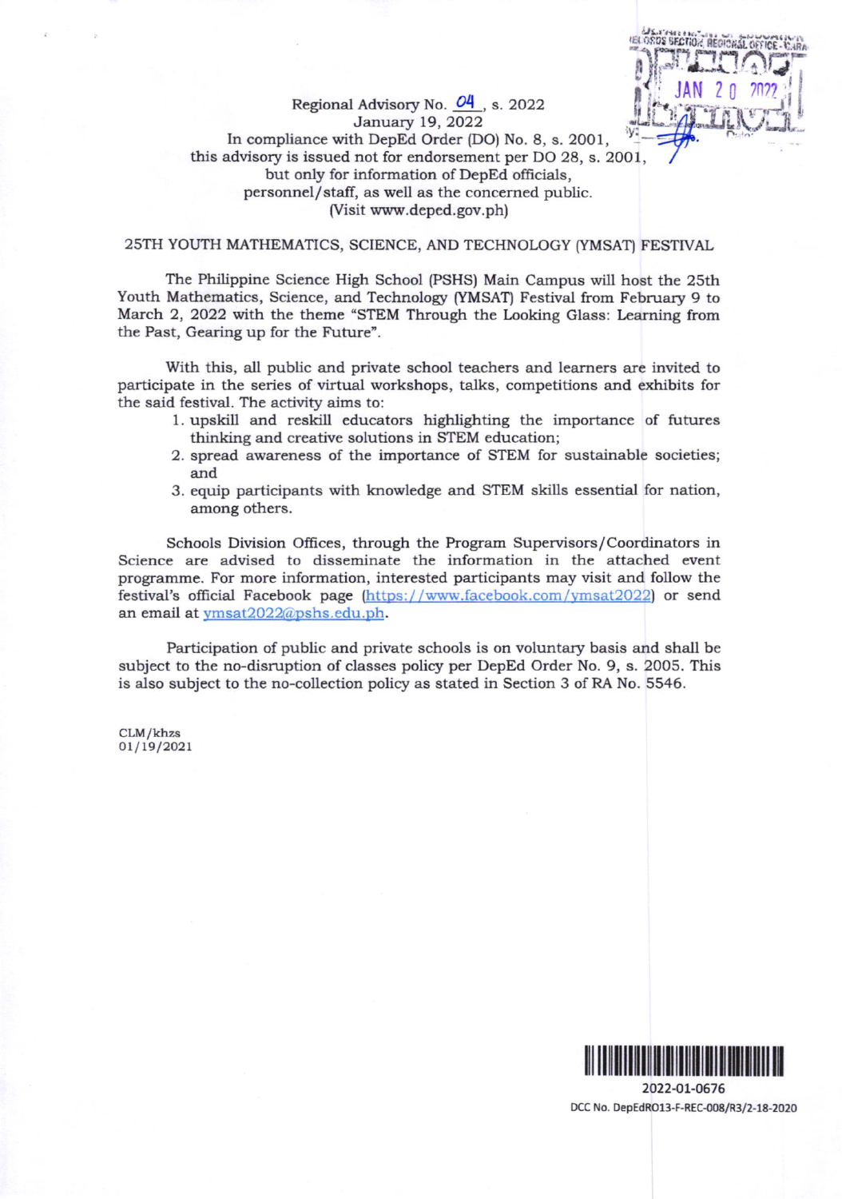Regional Advisory No. 04, s. 2022
January 19, 2022
In compliance with DepEd Order (DO) No. 8, s. 2001,
this advisory is issued not for endorsement per DO 28, s. 2001,
but only for information of DepEd officials,
personnel/staff, as well as the concerned public.
(Visit www.deped.gov.ph)

## 25TH YOUTH MATHEMATICS, SCIENCE, AND TECHNOLOGY (YMSAT) FESTIVAL

The Philippine Science High School (PSHS) Main Campus will host the 25th Youth Mathematics, Science, and Technology (YMSAT) Festival from February 9 to March 2, 2022 with the theme "STEM Through the Looking Glass: Learning from the Past, Gearing up for the Future".

With this, all public and private school teachers and learners are invited to participate in the series of virtual workshops, talks, competitions and exhibits for the said festival. The activity aims to:

1. upskill and reskill educators highlighting the importance of futures thinking and creative solutions in STEM education;
2. spread awareness of the importance of STEM for sustainable societies; and
3. equip participants with knowledge and STEM skills essential for nation, among others.

Schools Division Offices, through the Program Supervisors/Coordinators in Science are advised to disseminate the information in the attached event programme. For more information, interested participants may visit and follow the festival's official Facebook page (https://www.facebook.com/ymsat2022) or send an email at ymsat2022@pshs.edu.ph.

Participation of public and private schools is on voluntary basis and shall be subject to the no-disruption of classes policy per DepEd Order No. 9, s. 2005. This is also subject to the no-collection policy as stated in Section 3 of RA No. 5546.

CLM/khzs
01/19/2021

2022-01-0676
DCC No. DepEdRO13-F-REC-008/R3/2-18-2020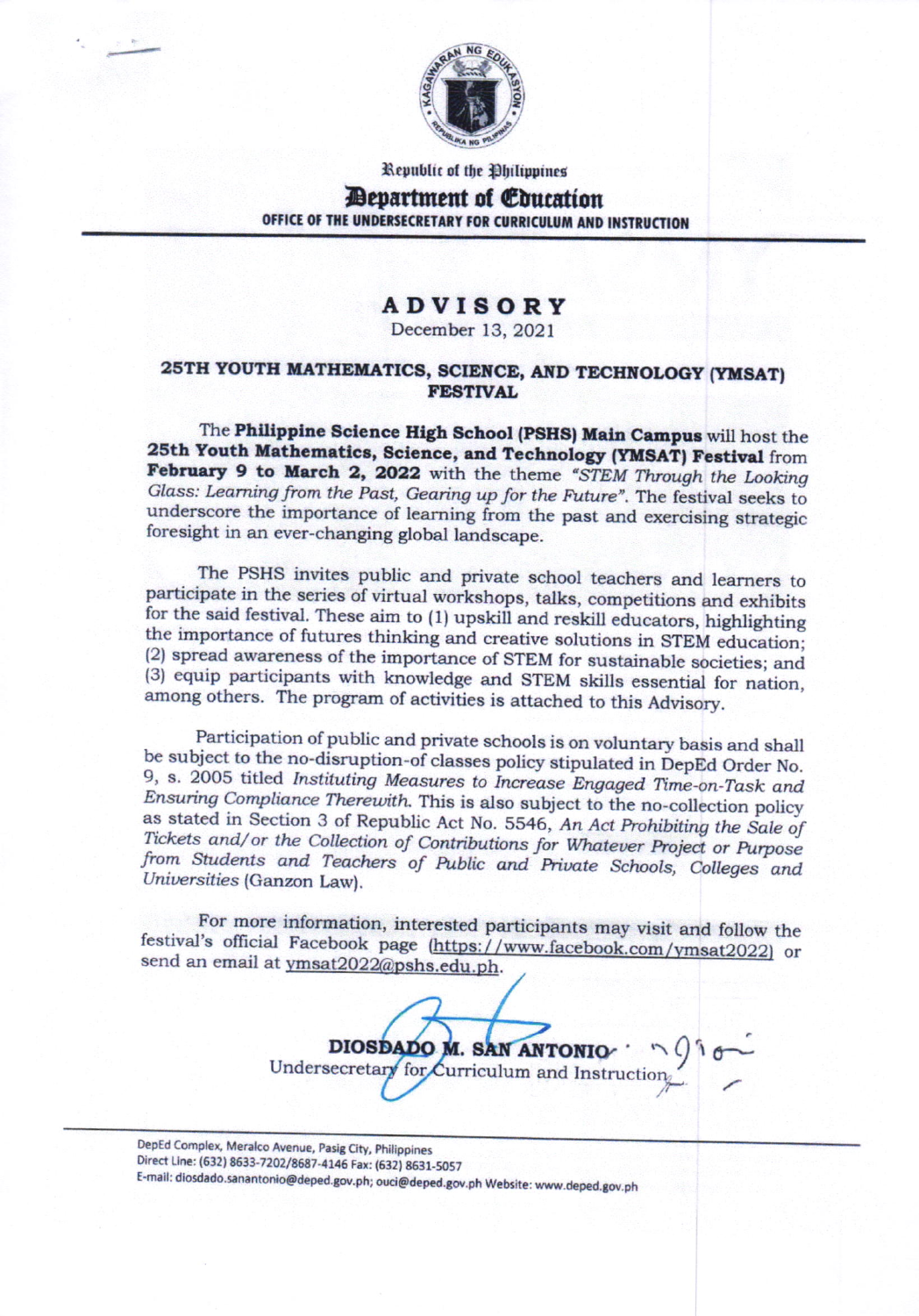Republic of the Philippines

**Department of Education**

OFFICE OF THE UNDERSECRETARY FOR CURRICULUM AND INSTRUCTION

# ADVISORY

December 13, 2021

## 25TH YOUTH MATHEMATICS, SCIENCE, AND TECHNOLOGY (YMSAT) FESTIVAL

The **Philippine Science High School (PSHS) Main Campus** will host the **25th Youth Mathematics, Science, and Technology (YMSAT) Festival** from **February 9 to March 2, 2022** with the theme *"STEM Through the Looking Glass: Learning from the Past, Gearing up for the Future"*. The festival seeks to underscore the importance of learning from the past and exercising strategic foresight in an ever-changing global landscape.

The PSHS invites public and private school teachers and learners to participate in the series of virtual workshops, talks, competitions and exhibits for the said festival. These aim to (1) upskill and reskill educators, highlighting the importance of futures thinking and creative solutions in STEM education; (2) spread awareness of the importance of STEM for sustainable societies; and (3) equip participants with knowledge and STEM skills essential for nation, among others. The program of activities is attached to this Advisory.

Participation of public and private schools is on voluntary basis and shall be subject to the no-disruption-of classes policy stipulated in DepEd Order No. 9, s. 2005 titled *Instituting Measures to Increase Engaged Time-on-Task and Ensuring Compliance Therewith.* This is also subject to the no-collection policy as stated in Section 3 of Republic Act No. 5546, *An Act Prohibiting the Sale of Tickets and/or the Collection of Contributions for Whatever Project or Purpose from Students and Teachers of Public and Private Schools, Colleges and Universities* (Ganzon Law).

For more information, interested participants may visit and follow the festival's official Facebook page (https://www.facebook.com/ymsat2022) or send an email at ymsat2022@pshs.edu.ph.

**DIOSDADO M. SAN ANTONIO**
Undersecretary for Curriculum and Instruction

DepEd Complex, Meralco Avenue, Pasig City, Philippines
Direct Line: (632) 8633-7202/8687-4146 Fax: (632) 8631-5057
E-mail: diosdado.sanantonio@deped.gov.ph; ouci@deped.gov.ph Website: www.deped.gov.ph